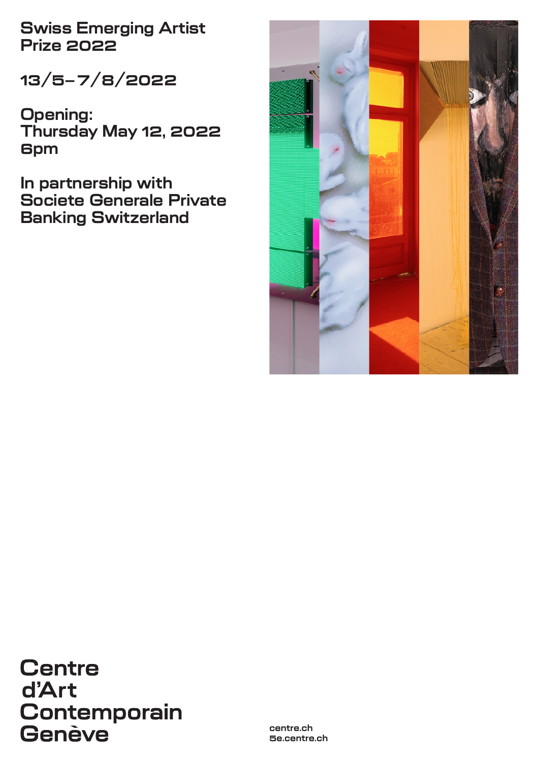# Swiss Emerging Artist Prize 2022

13/5–7/8/2022

Opening:
Thursday May 12, 2022
6pm

In partnership with
Societe Generale Private
Banking Switzerland

Centre
d'Art
Contemporain
Genève

centre.ch
5e.centre.ch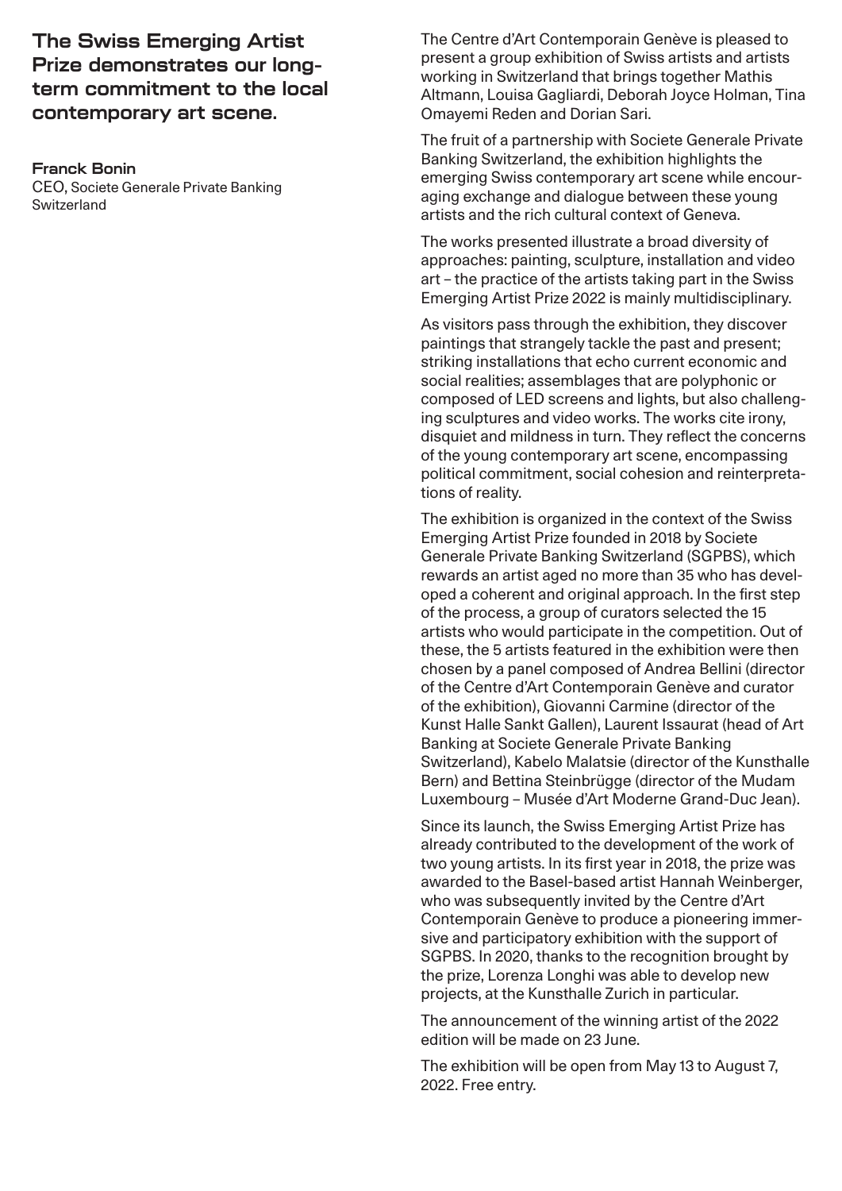## The Swiss Emerging Artist Prize demonstrates our long-term commitment to the local contemporary art scene.

**Franck Bonin**
CEO, Societe Generale Private Banking Switzerland

The Centre d'Art Contemporain Genève is pleased to present a group exhibition of Swiss artists and artists working in Switzerland that brings together Mathis Altmann, Louisa Gagliardi, Deborah Joyce Holman, Tina Omayemi Reden and Dorian Sari.

The fruit of a partnership with Societe Generale Private Banking Switzerland, the exhibition highlights the emerging Swiss contemporary art scene while encouraging exchange and dialogue between these young artists and the rich cultural context of Geneva.

The works presented illustrate a broad diversity of approaches: painting, sculpture, installation and video art – the practice of the artists taking part in the Swiss Emerging Artist Prize 2022 is mainly multidisciplinary.

As visitors pass through the exhibition, they discover paintings that strangely tackle the past and present; striking installations that echo current economic and social realities; assemblages that are polyphonic or composed of LED screens and lights, but also challenging sculptures and video works. The works cite irony, disquiet and mildness in turn. They reflect the concerns of the young contemporary art scene, encompassing political commitment, social cohesion and reinterpretations of reality.

The exhibition is organized in the context of the Swiss Emerging Artist Prize founded in 2018 by Societe Generale Private Banking Switzerland (SGPBS), which rewards an artist aged no more than 35 who has developed a coherent and original approach. In the first step of the process, a group of curators selected the 15 artists who would participate in the competition. Out of these, the 5 artists featured in the exhibition were then chosen by a panel composed of Andrea Bellini (director of the Centre d'Art Contemporain Genève and curator of the exhibition), Giovanni Carmine (director of the Kunst Halle Sankt Gallen), Laurent Issaurat (head of Art Banking at Societe Generale Private Banking Switzerland), Kabelo Malatsie (director of the Kunsthalle Bern) and Bettina Steinbrügge (director of the Mudam Luxembourg – Musée d'Art Moderne Grand-Duc Jean).

Since its launch, the Swiss Emerging Artist Prize has already contributed to the development of the work of two young artists. In its first year in 2018, the prize was awarded to the Basel-based artist Hannah Weinberger, who was subsequently invited by the Centre d'Art Contemporain Genève to produce a pioneering immersive and participatory exhibition with the support of SGPBS. In 2020, thanks to the recognition brought by the prize, Lorenza Longhi was able to develop new projects, at the Kunsthalle Zurich in particular.

The announcement of the winning artist of the 2022 edition will be made on 23 June.

The exhibition will be open from May 13 to August 7, 2022. Free entry.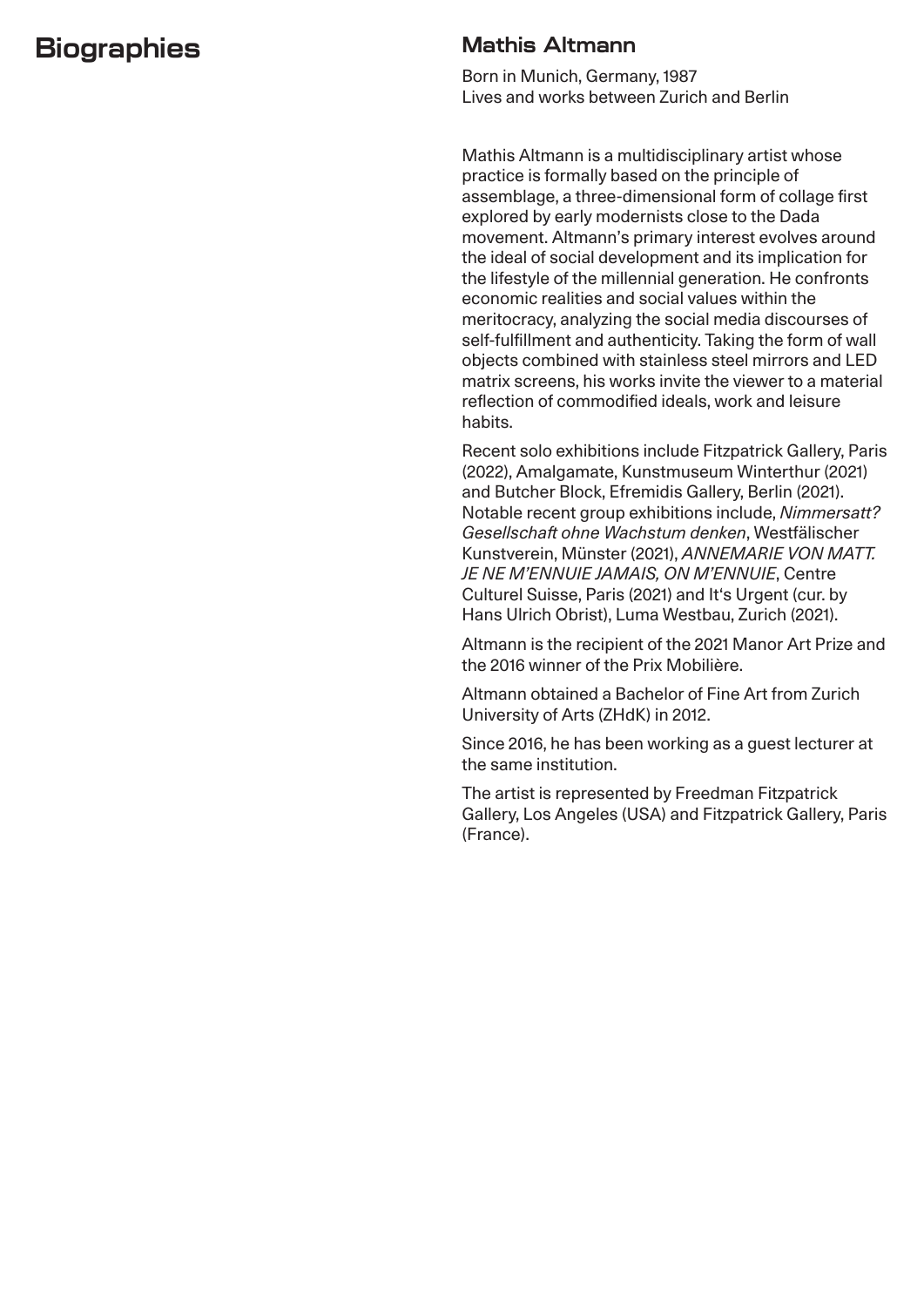# Biographies

## Mathis Altmann

Born in Munich, Germany, 1987
Lives and works between Zurich and Berlin

Mathis Altmann is a multidisciplinary artist whose practice is formally based on the principle of assemblage, a three-dimensional form of collage first explored by early modernists close to the Dada movement. Altmann's primary interest evolves around the ideal of social development and its implication for the lifestyle of the millennial generation. He confronts economic realities and social values within the meritocracy, analyzing the social media discourses of self-fulfillment and authenticity. Taking the form of wall objects combined with stainless steel mirrors and LED matrix screens, his works invite the viewer to a material reflection of commodified ideals, work and leisure habits.

Recent solo exhibitions include Fitzpatrick Gallery, Paris (2022), Amalgamate, Kunstmuseum Winterthur (2021) and Butcher Block, Efremidis Gallery, Berlin (2021). Notable recent group exhibitions include, *Nimmersatt? Gesellschaft ohne Wachstum denken*, Westfälischer Kunstverein, Münster (2021), *ANNEMARIE VON MATT. JE NE M'ENNUIE JAMAIS, ON M'ENNUIE*, Centre Culturel Suisse, Paris (2021) and It's Urgent (cur. by Hans Ulrich Obrist), Luma Westbau, Zurich (2021).

Altmann is the recipient of the 2021 Manor Art Prize and the 2016 winner of the Prix Mobilière.

Altmann obtained a Bachelor of Fine Art from Zurich University of Arts (ZHdK) in 2012.

Since 2016, he has been working as a guest lecturer at the same institution.

The artist is represented by Freedman Fitzpatrick Gallery, Los Angeles (USA) and Fitzpatrick Gallery, Paris (France).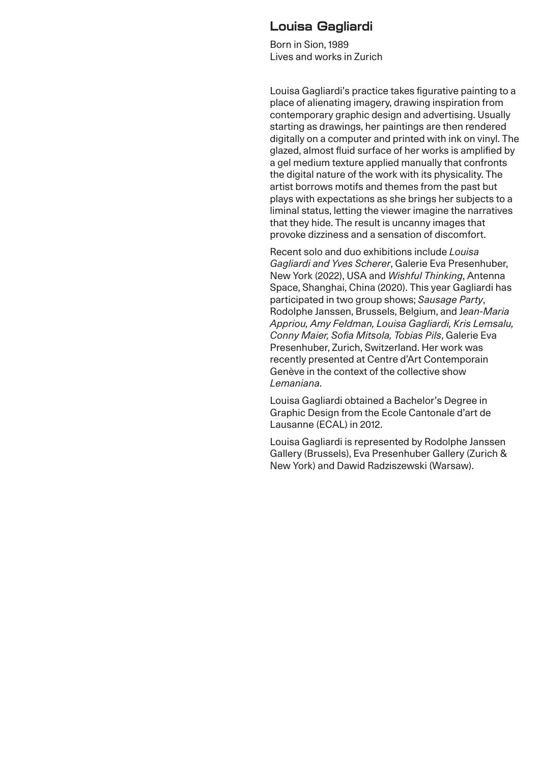## Louisa Gagliardi

Born in Sion, 1989
Lives and works in Zurich

Louisa Gagliardi's practice takes figurative painting to a place of alienating imagery, drawing inspiration from contemporary graphic design and advertising. Usually starting as drawings, her paintings are then rendered digitally on a computer and printed with ink on vinyl. The glazed, almost fluid surface of her works is amplified by a gel medium texture applied manually that confronts the digital nature of the work with its physicality. The artist borrows motifs and themes from the past but plays with expectations as she brings her subjects to a liminal status, letting the viewer imagine the narratives that they hide. The result is uncanny images that provoke dizziness and a sensation of discomfort.

Recent solo and duo exhibitions include *Louisa Gagliardi and Yves Scherer*, Galerie Eva Presenhuber, New York (2022), USA and *Wishful Thinking*, Antenna Space, Shanghai, China (2020). This year Gagliardi has participated in two group shows; *Sausage Party*, Rodolphe Janssen, Brussels, Belgium, and J*ean-Maria Appriou, Amy Feldman, Louisa Gagliardi, Kris Lemsalu, Conny Maier, Sofia Mitsola, Tobias Pils*, Galerie Eva Presenhuber, Zurich, Switzerland. Her work was recently presented at Centre d'Art Contemporain Genève in the context of the collective show *Lemaniana*.

Louisa Gagliardi obtained a Bachelor's Degree in Graphic Design from the Ecole Cantonale d'art de Lausanne (ECAL) in 2012.

Louisa Gagliardi is represented by Rodolphe Janssen Gallery (Brussels), Eva Presenhuber Gallery (Zurich & New York) and Dawid Radziszewski (Warsaw).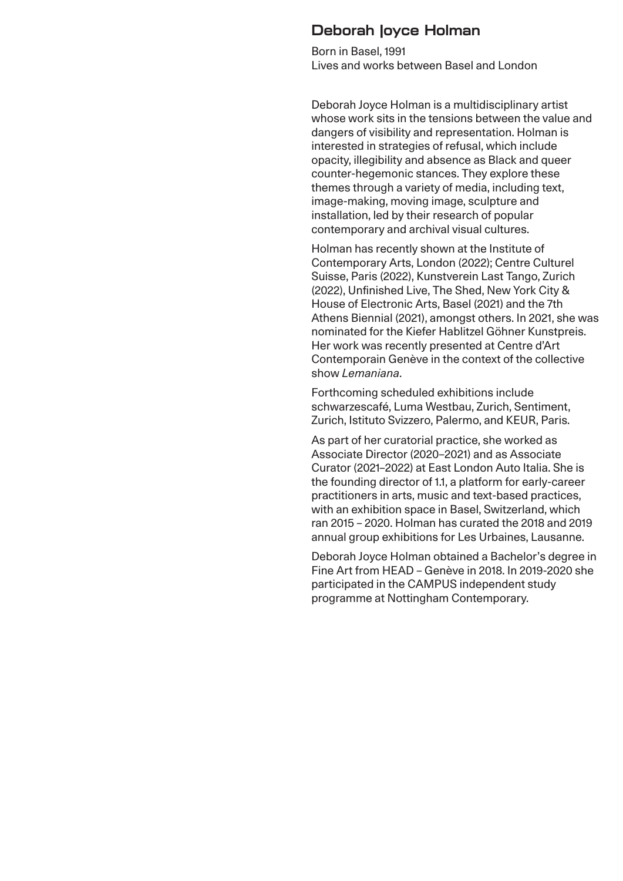# Deborah Joyce Holman

Born in Basel, 1991
Lives and works between Basel and London

Deborah Joyce Holman is a multidisciplinary artist whose work sits in the tensions between the value and dangers of visibility and representation. Holman is interested in strategies of refusal, which include opacity, illegibility and absence as Black and queer counter-hegemonic stances. They explore these themes through a variety of media, including text, image-making, moving image, sculpture and installation, led by their research of popular contemporary and archival visual cultures.

Holman has recently shown at the Institute of Contemporary Arts, London (2022); Centre Culturel Suisse, Paris (2022), Kunstverein Last Tango, Zurich (2022), Unfinished Live, The Shed, New York City & House of Electronic Arts, Basel (2021) and the 7th Athens Biennial (2021), amongst others. In 2021, she was nominated for the Kiefer Hablitzel Göhner Kunstpreis. Her work was recently presented at Centre d'Art Contemporain Genève in the context of the collective show *Lemaniana*.

Forthcoming scheduled exhibitions include schwarzescafé, Luma Westbau, Zurich, Sentiment, Zurich, Istituto Svizzero, Palermo, and KEUR, Paris.

As part of her curatorial practice, she worked as Associate Director (2020–2021) and as Associate Curator (2021–2022) at East London Auto Italia. She is the founding director of 1.1, a platform for early-career practitioners in arts, music and text-based practices, with an exhibition space in Basel, Switzerland, which ran 2015 – 2020. Holman has curated the 2018 and 2019 annual group exhibitions for Les Urbaines, Lausanne.

Deborah Joyce Holman obtained a Bachelor's degree in Fine Art from HEAD – Genève in 2018. In 2019-2020 she participated in the CAMPUS independent study programme at Nottingham Contemporary.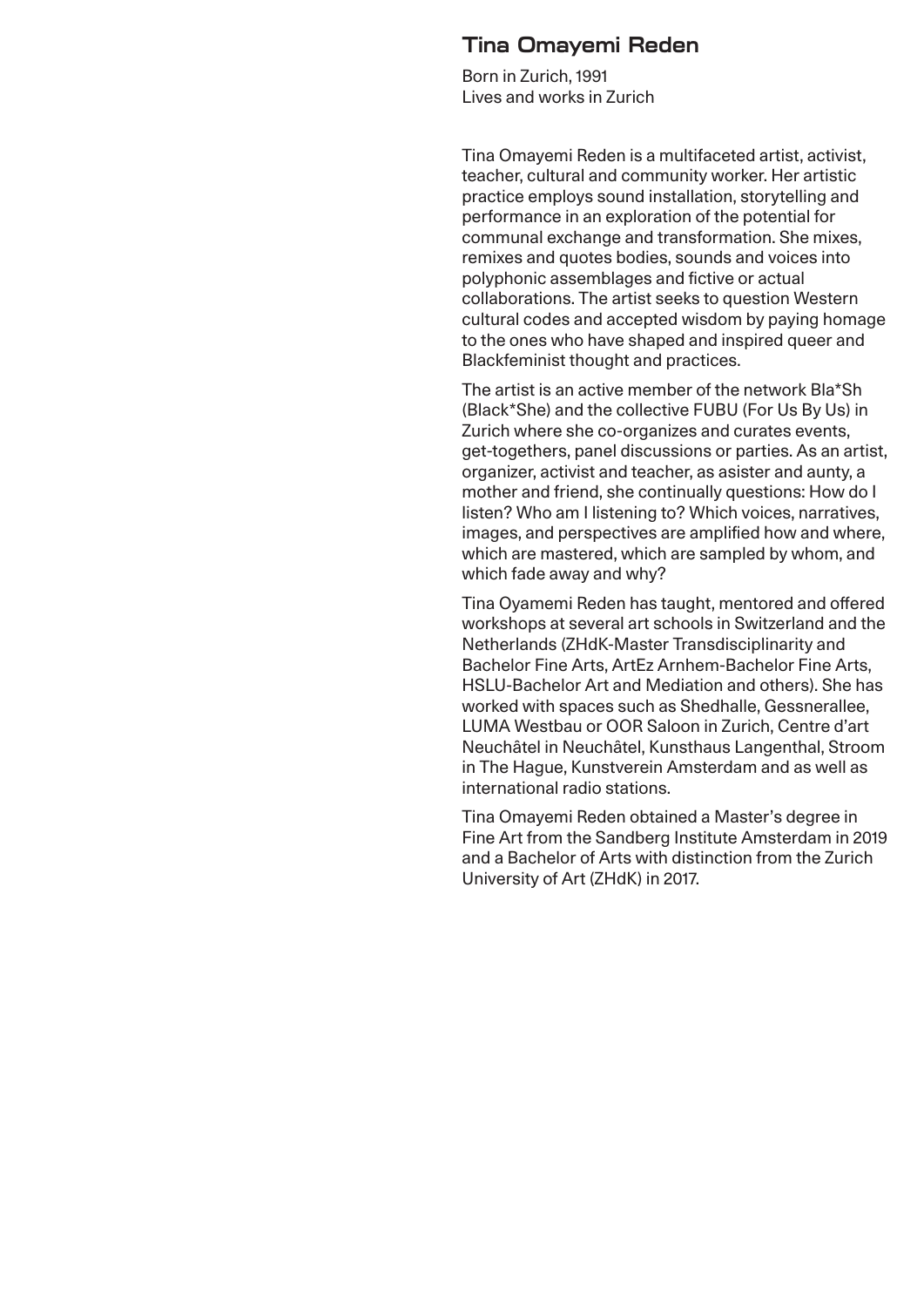# Tina Omayemi Reden

Born in Zurich, 1991
Lives and works in Zurich

Tina Omayemi Reden is a multifaceted artist, activist, teacher, cultural and community worker. Her artistic practice employs sound installation, storytelling and performance in an exploration of the potential for communal exchange and transformation. She mixes, remixes and quotes bodies, sounds and voices into polyphonic assemblages and fictive or actual collaborations. The artist seeks to question Western cultural codes and accepted wisdom by paying homage to the ones who have shaped and inspired queer and Blackfeminist thought and practices.

The artist is an active member of the network Bla*Sh (Black*She) and the collective FUBU (For Us By Us) in Zurich where she co-organizes and curates events, get-togethers, panel discussions or parties. As an artist, organizer, activist and teacher, as asister and aunty, a mother and friend, she continually questions: How do I listen? Who am I listening to? Which voices, narratives, images, and perspectives are amplified how and where, which are mastered, which are sampled by whom, and which fade away and why?

Tina Oyamemi Reden has taught, mentored and offered workshops at several art schools in Switzerland and the Netherlands (ZHdK-Master Transdisciplinarity and Bachelor Fine Arts, ArtEz Arnhem-Bachelor Fine Arts, HSLU-Bachelor Art and Mediation and others). She has worked with spaces such as Shedhalle, Gessnerallee, LUMA Westbau or OOR Saloon in Zurich, Centre d'art Neuchâtel in Neuchâtel, Kunsthaus Langenthal, Stroom in The Hague, Kunstverein Amsterdam and as well as international radio stations.

Tina Omayemi Reden obtained a Master's degree in Fine Art from the Sandberg Institute Amsterdam in 2019 and a Bachelor of Arts with distinction from the Zurich University of Art (ZHdK) in 2017.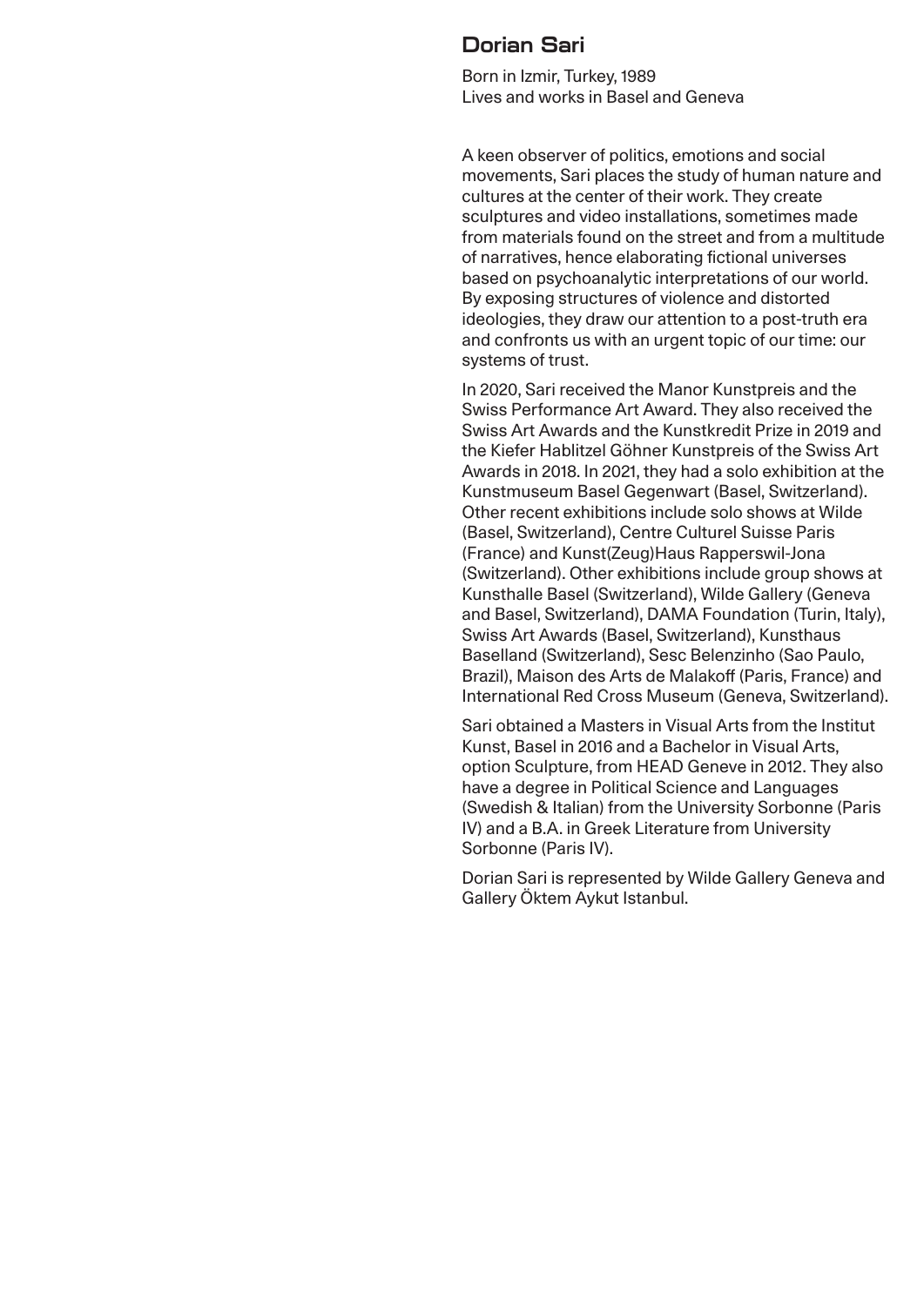## Dorian Sari

Born in Izmir, Turkey, 1989
Lives and works in Basel and Geneva

A keen observer of politics, emotions and social movements, Sari places the study of human nature and cultures at the center of their work. They create sculptures and video installations, sometimes made from materials found on the street and from a multitude of narratives, hence elaborating fictional universes based on psychoanalytic interpretations of our world. By exposing structures of violence and distorted ideologies, they draw our attention to a post-truth era and confronts us with an urgent topic of our time: our systems of trust.

In 2020, Sari received the Manor Kunstpreis and the Swiss Performance Art Award. They also received the Swiss Art Awards and the Kunstkredit Prize in 2019 and the Kiefer Hablitzel Göhner Kunstpreis of the Swiss Art Awards in 2018. In 2021, they had a solo exhibition at the Kunstmuseum Basel Gegenwart (Basel, Switzerland). Other recent exhibitions include solo shows at Wilde (Basel, Switzerland), Centre Culturel Suisse Paris (France) and Kunst(Zeug)Haus Rapperswil-Jona (Switzerland). Other exhibitions include group shows at Kunsthalle Basel (Switzerland), Wilde Gallery (Geneva and Basel, Switzerland), DAMA Foundation (Turin, Italy), Swiss Art Awards (Basel, Switzerland), Kunsthaus Baselland (Switzerland), Sesc Belenzinho (Sao Paulo, Brazil), Maison des Arts de Malakoff (Paris, France) and International Red Cross Museum (Geneva, Switzerland).

Sari obtained a Masters in Visual Arts from the Institut Kunst, Basel in 2016 and a Bachelor in Visual Arts, option Sculpture, from HEAD Geneve in 2012. They also have a degree in Political Science and Languages (Swedish & Italian) from the University Sorbonne (Paris IV) and a B.A. in Greek Literature from University Sorbonne (Paris IV).

Dorian Sari is represented by Wilde Gallery Geneva and Gallery Öktem Aykut Istanbul.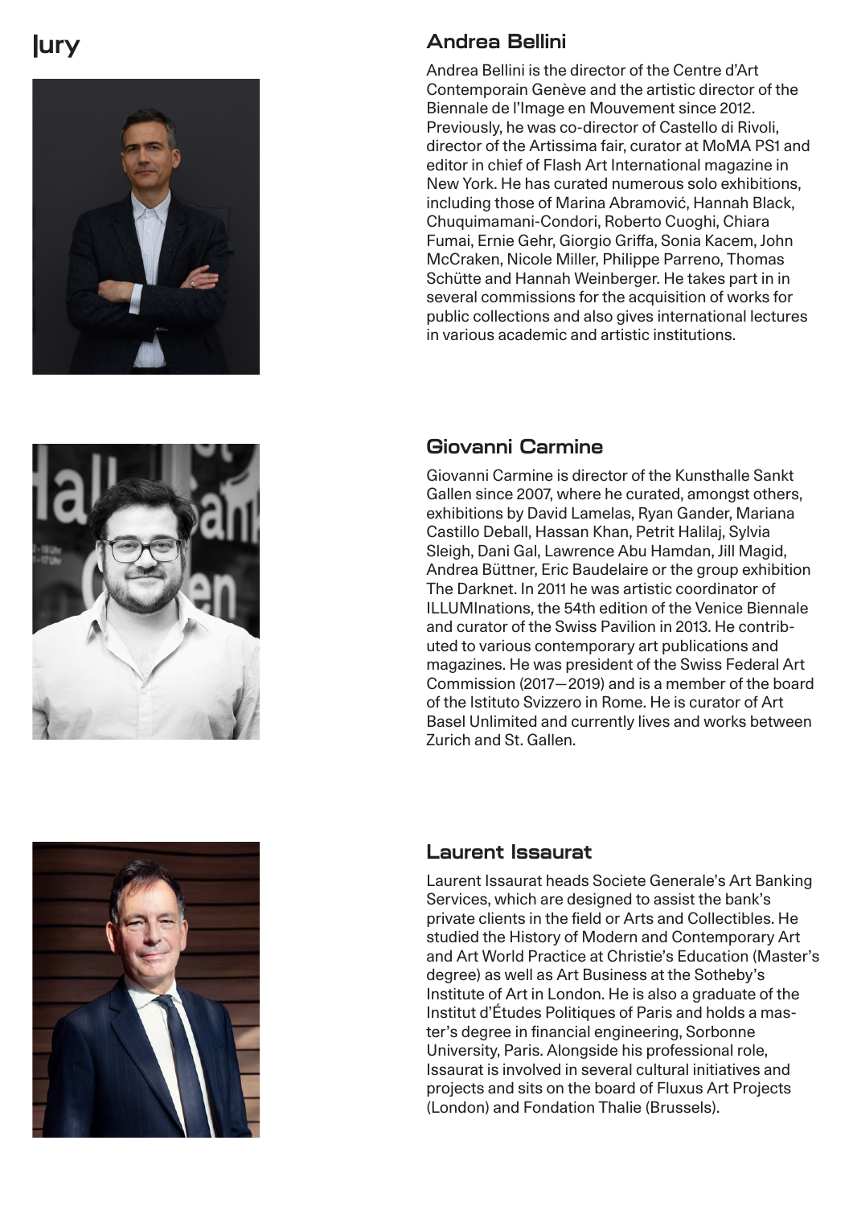# Jury

## Andrea Bellini

Andrea Bellini is the director of the Centre d'Art Contemporain Genève and the artistic director of the Biennale de l'Image en Mouvement since 2012. Previously, he was co-director of Castello di Rivoli, director of the Artissima fair, curator at MoMA PS1 and editor in chief of Flash Art International magazine in New York. He has curated numerous solo exhibitions, including those of Marina Abramović, Hannah Black, Chuquimamani-Condori, Roberto Cuoghi, Chiara Fumai, Ernie Gehr, Giorgio Griffa, Sonia Kacem, John McCraken, Nicole Miller, Philippe Parreno, Thomas Schütte and Hannah Weinberger. He takes part in in several commissions for the acquisition of works for public collections and also gives international lectures in various academic and artistic institutions.

## Giovanni Carmine

Giovanni Carmine is director of the Kunsthalle Sankt Gallen since 2007, where he curated, amongst others, exhibitions by David Lamelas, Ryan Gander, Mariana Castillo Deball, Hassan Khan, Petrit Halilaj, Sylvia Sleigh, Dani Gal, Lawrence Abu Hamdan, Jill Magid, Andrea Büttner, Eric Baudelaire or the group exhibition The Darknet. In 2011 he was artistic coordinator of ILLUMInations, the 54th edition of the Venice Biennale and curator of the Swiss Pavilion in 2013. He contributed to various contemporary art publications and magazines. He was president of the Swiss Federal Art Commission (2017—2019) and is a member of the board of the Istituto Svizzero in Rome. He is curator of Art Basel Unlimited and currently lives and works between Zurich and St. Gallen.

## Laurent Issaurat

Laurent Issaurat heads Societe Generale's Art Banking Services, which are designed to assist the bank's private clients in the field or Arts and Collectibles. He studied the History of Modern and Contemporary Art and Art World Practice at Christie's Education (Master's degree) as well as Art Business at the Sotheby's Institute of Art in London. He is also a graduate of the Institut d'Études Politiques of Paris and holds a master's degree in financial engineering, Sorbonne University, Paris. Alongside his professional role, Issaurat is involved in several cultural initiatives and projects and sits on the board of Fluxus Art Projects (London) and Fondation Thalie (Brussels).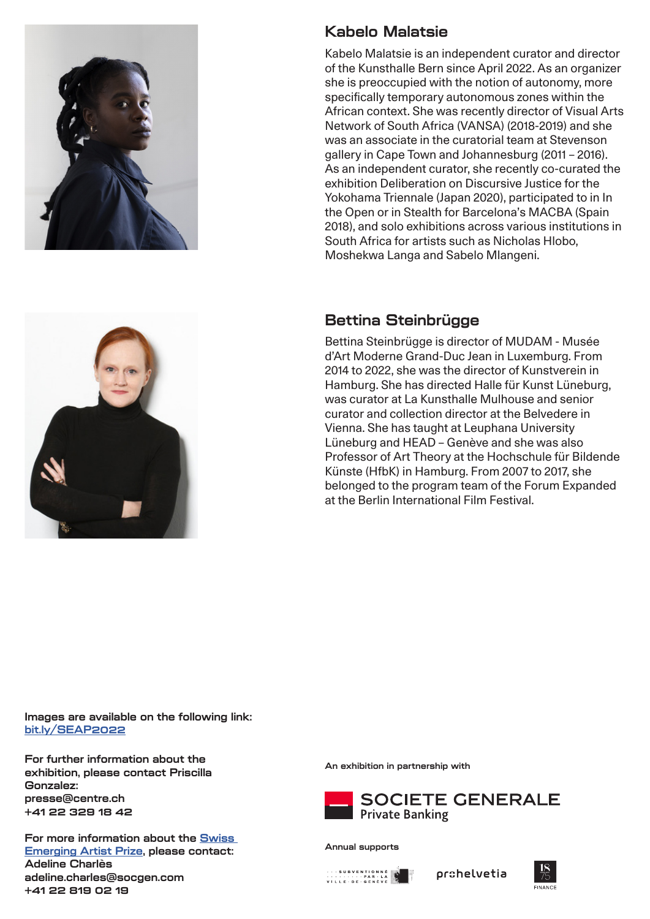## Kabelo Malatsie

Kabelo Malatsie is an independent curator and director of the Kunsthalle Bern since April 2022. As an organizer she is preoccupied with the notion of autonomy, more specifically temporary autonomous zones within the African context. She was recently director of Visual Arts Network of South Africa (VANSA) (2018-2019) and she was an associate in the curatorial team at Stevenson gallery in Cape Town and Johannesburg (2011 – 2016). As an independent curator, she recently co-curated the exhibition Deliberation on Discursive Justice for the Yokohama Triennale (Japan 2020), participated to in In the Open or in Stealth for Barcelona's MACBA (Spain 2018), and solo exhibitions across various institutions in South Africa for artists such as Nicholas Hlobo, Moshekwa Langa and Sabelo Mlangeni.

## Bettina Steinbrügge

Bettina Steinbrügge is director of MUDAM - Musée d'Art Moderne Grand-Duc Jean in Luxemburg. From 2014 to 2022, she was the director of Kunstverein in Hamburg. She has directed Halle für Kunst Lüneburg, was curator at La Kunsthalle Mulhouse and senior curator and collection director at the Belvedere in Vienna. She has taught at Leuphana University Lüneburg and HEAD – Genève and she was also Professor of Art Theory at the Hochschule für Bildende Künste (HfbK) in Hamburg. From 2007 to 2017, she belonged to the program team of the Forum Expanded at the Berlin International Film Festival.

**Images are available on the following link:**
[bit.ly/SEAP2022](bit.ly/SEAP2022)

**For further information about the exhibition, please contact Priscilla Gonzalez:**
**presse@centre.ch**
**+41 22 329 18 42**

**For more information about the Swiss Emerging Artist Prize, please contact:**
**Adeline Charlès**
**adeline.charles@socgen.com**
**+41 22 819 02 19**

**An exhibition in partnership with**

SOCIETE GENERALE
Private Banking

**Annual supports**

SUBVENTIONNÉ PAR LA VILLE DE GENÈVE

prohelvetia

1875 FINANCE